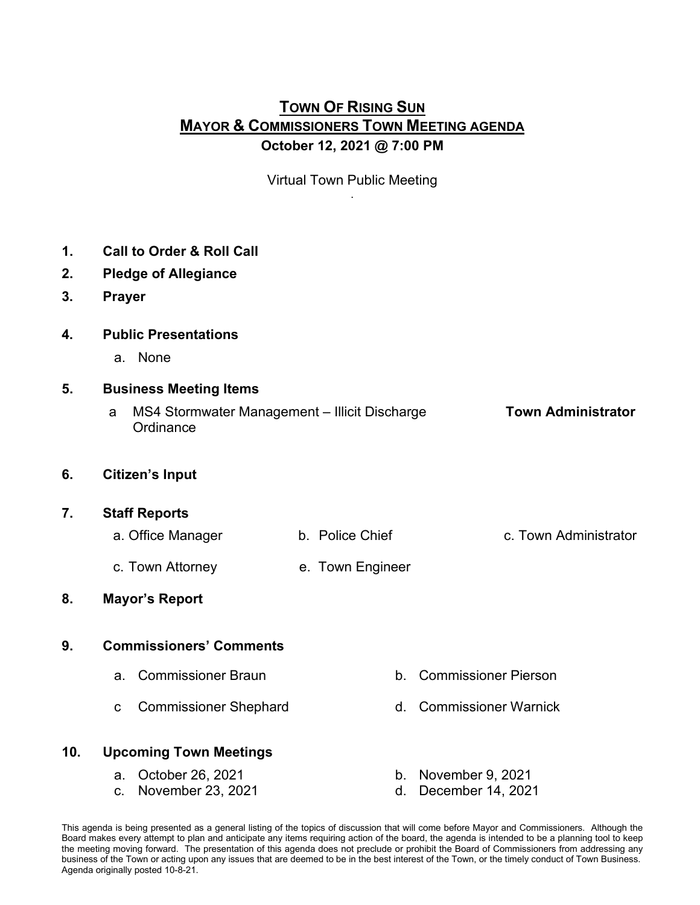# TOWN OF RISING SUN
# MAYOR & COMMISSIONERS TOWN MEETING AGENDA
**October 12, 2021 @ 7:00 PM**

Virtual Town Public Meeting

1. **Call to Order & Roll Call**
2. **Pledge of Allegiance**
3. **Prayer**
4. **Public Presentations**
   - a. None
5. **Business Meeting Items**
   - a MS4 Stormwater Management – Illicit Discharge Ordinance — **Town Administrator**
6. **Citizen's Input**
7. **Staff Reports**
   - a. Office Manager
   - b. Police Chief
   - c. Town Administrator
   - c. Town Attorney
   - e. Town Engineer
8. **Mayor's Report**
9. **Commissioners' Comments**
   - a. Commissioner Braun
   - b. Commissioner Pierson
   - c Commissioner Shephard
   - d. Commissioner Warnick
10. **Upcoming Town Meetings**
    - a. October 26, 2021
    - b. November 9, 2021
    - c. November 23, 2021
    - d. December 14, 2021

This agenda is being presented as a general listing of the topics of discussion that will come before Mayor and Commissioners. Although the Board makes every attempt to plan and anticipate any items requiring action of the board, the agenda is intended to be a planning tool to keep the meeting moving forward. The presentation of this agenda does not preclude or prohibit the Board of Commissioners from addressing any business of the Town or acting upon any issues that are deemed to be in the best interest of the Town, or the timely conduct of Town Business. Agenda originally posted 10-8-21.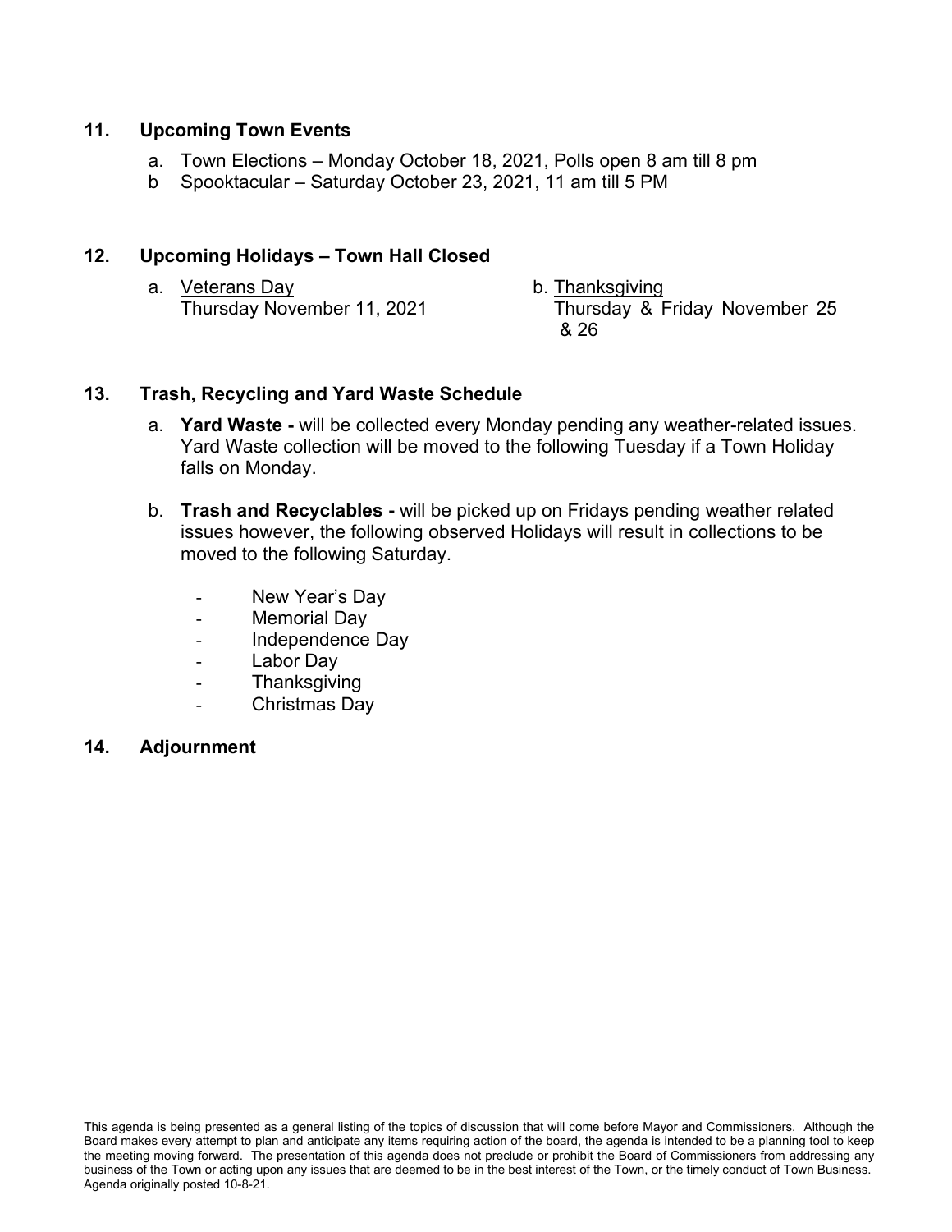## 11. Upcoming Town Events

a. Town Elections – Monday October 18, 2021, Polls open 8 am till 8 pm
b Spooktacular – Saturday October 23, 2021, 11 am till 5 PM

## 12. Upcoming Holidays – Town Hall Closed

a. Veterans Day
Thursday November 11, 2021

b. Thanksgiving
Thursday & Friday November 25 & 26

## 13. Trash, Recycling and Yard Waste Schedule

a. **Yard Waste -** will be collected every Monday pending any weather-related issues. Yard Waste collection will be moved to the following Tuesday if a Town Holiday falls on Monday.

b. **Trash and Recyclables -** will be picked up on Fridays pending weather related issues however, the following observed Holidays will result in collections to be moved to the following Saturday.

- New Year's Day
- Memorial Day
- Independence Day
- Labor Day
- Thanksgiving
- Christmas Day

## 14. Adjournment

This agenda is being presented as a general listing of the topics of discussion that will come before Mayor and Commissioners. Although the Board makes every attempt to plan and anticipate any items requiring action of the board, the agenda is intended to be a planning tool to keep the meeting moving forward. The presentation of this agenda does not preclude or prohibit the Board of Commissioners from addressing any business of the Town or acting upon any issues that are deemed to be in the best interest of the Town, or the timely conduct of Town Business. Agenda originally posted 10-8-21.